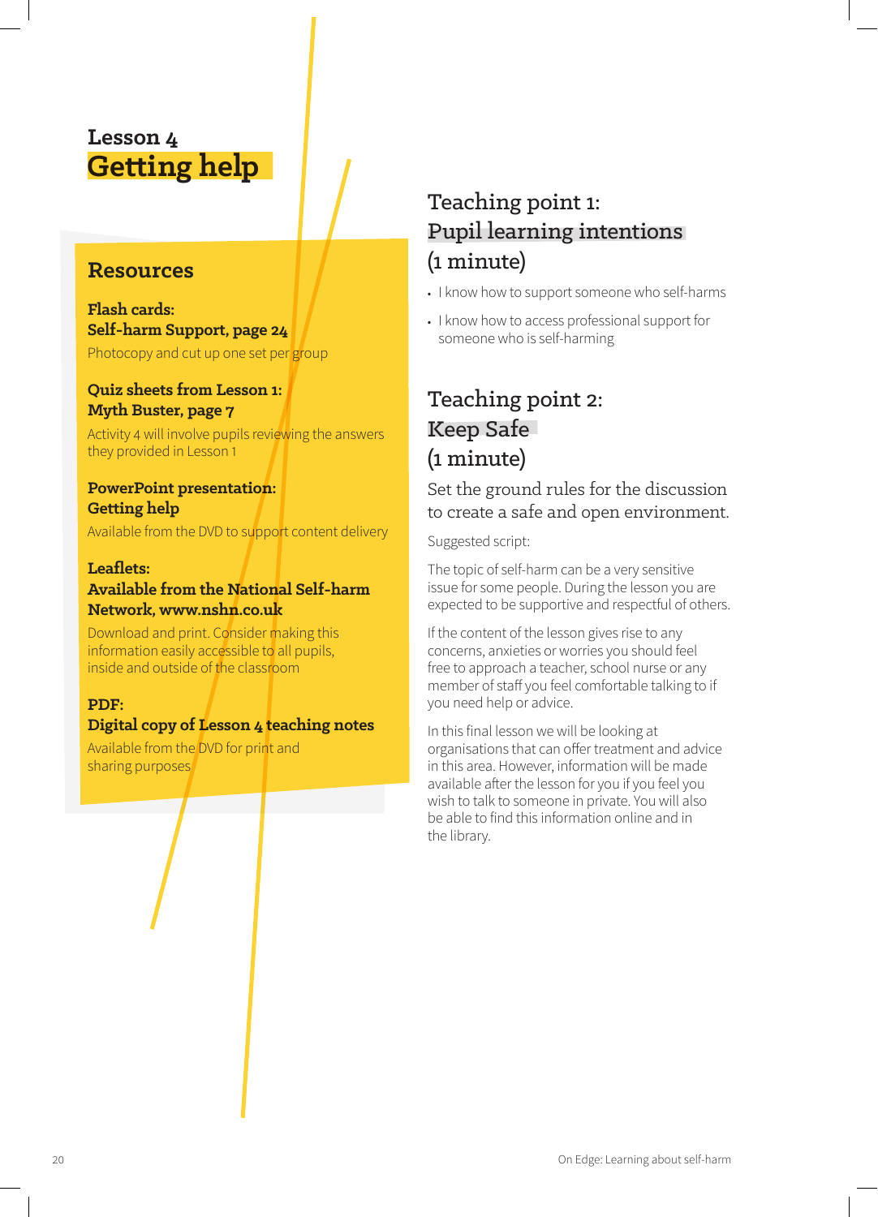# Lesson 4
## Getting help

### Resources

**Flash cards:**
**Self-harm Support, page 24**
Photocopy and cut up one set per group

**Quiz sheets from Lesson 1:**
**Myth Buster, page 7**
Activity 4 will involve pupils reviewing the answers they provided in Lesson 1

**PowerPoint presentation:**
**Getting help**
Available from the DVD to support content delivery

**Leaflets:**
**Available from the National Self-harm Network, www.nshn.co.uk**
Download and print. Consider making this information easily accessible to all pupils, inside and outside of the classroom

**PDF:**
**Digital copy of Lesson 4 teaching notes**
Available from the DVD for print and sharing purposes

## Teaching point 1: Pupil learning intentions (1 minute)

- I know how to support someone who self-harms
- I know how to access professional support for someone who is self-harming

## Teaching point 2: Keep Safe (1 minute)

Set the ground rules for the discussion to create a safe and open environment.

Suggested script:

The topic of self-harm can be a very sensitive issue for some people. During the lesson you are expected to be supportive and respectful of others.

If the content of the lesson gives rise to any concerns, anxieties or worries you should feel free to approach a teacher, school nurse or any member of staff you feel comfortable talking to if you need help or advice.

In this final lesson we will be looking at organisations that can offer treatment and advice in this area. However, information will be made available after the lesson for you if you feel you wish to talk to someone in private. You will also be able to find this information online and in the library.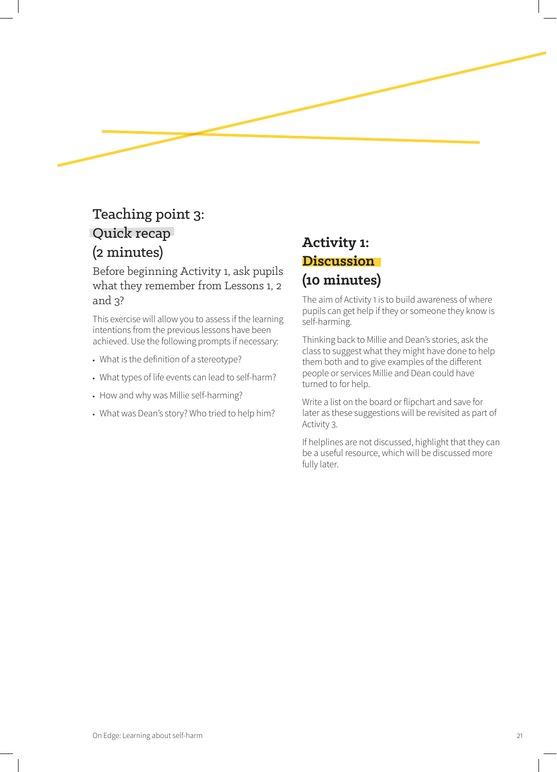## Teaching point 3: Quick recap (2 minutes)

Before beginning Activity 1, ask pupils what they remember from Lessons 1, 2 and 3?

This exercise will allow you to assess if the learning intentions from the previous lessons have been achieved. Use the following prompts if necessary:

- What is the definition of a stereotype?
- What types of life events can lead to self-harm?
- How and why was Millie self-harming?
- What was Dean's story? Who tried to help him?

## Activity 1: Discussion (10 minutes)

The aim of Activity 1 is to build awareness of where pupils can get help if they or someone they know is self-harming.

Thinking back to Millie and Dean's stories, ask the class to suggest what they might have done to help them both and to give examples of the different people or services Millie and Dean could have turned to for help.

Write a list on the board or flipchart and save for later as these suggestions will be revisited as part of Activity 3.

If helplines are not discussed, highlight that they can be a useful resource, which will be discussed more fully later.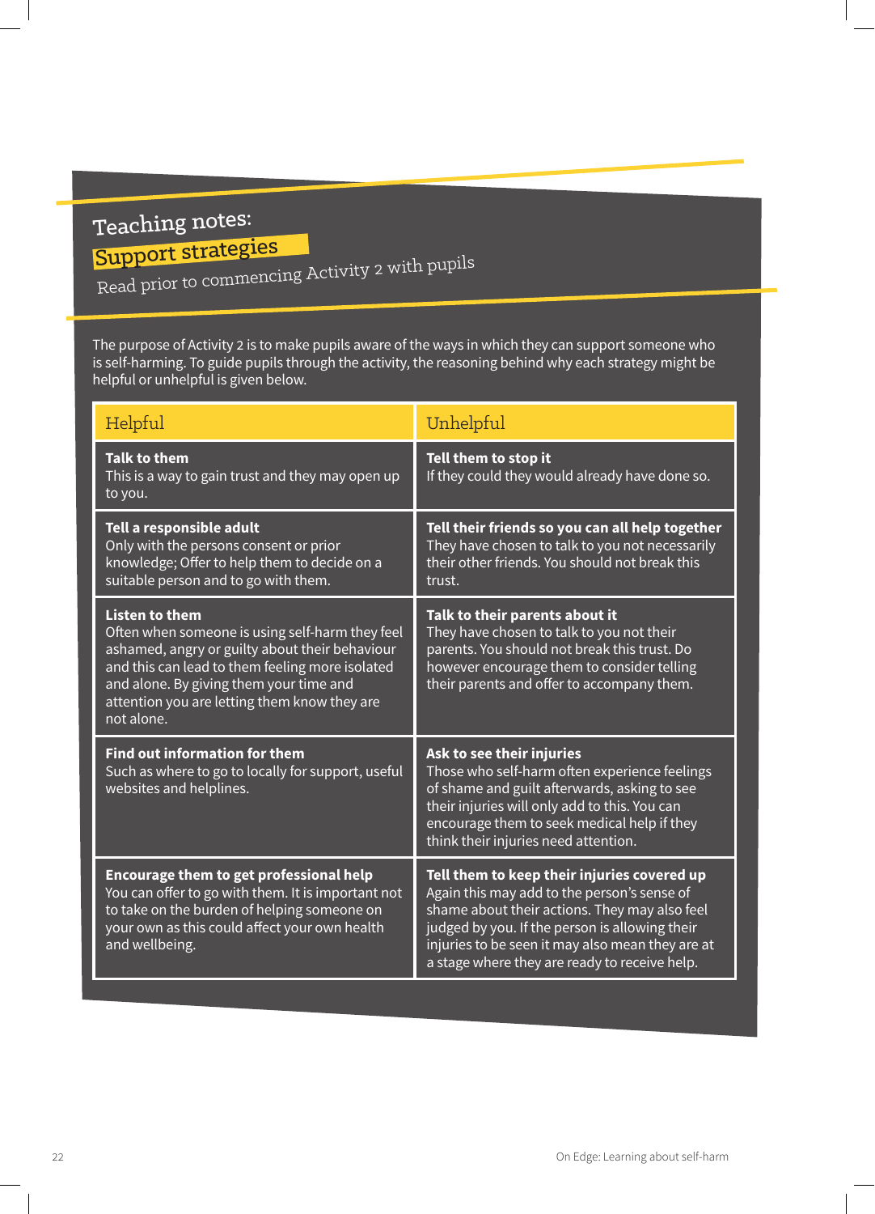# Teaching notes:

## Support strategies

Read prior to commencing Activity 2 with pupils

The purpose of Activity 2 is to make pupils aware of the ways in which they can support someone who is self-harming. To guide pupils through the activity, the reasoning behind why each strategy might be helpful or unhelpful is given below.

| Helpful | Unhelpful |
| --- | --- |
| **Talk to them**<br>This is a way to gain trust and they may open up to you. | **Tell them to stop it**<br>If they could they would already have done so. |
| **Tell a responsible adult**<br>Only with the persons consent or prior knowledge; Offer to help them to decide on a suitable person and to go with them. | **Tell their friends so you can all help together**<br>They have chosen to talk to you not necessarily their other friends. You should not break this trust. |
| **Listen to them**<br>Often when someone is using self-harm they feel ashamed, angry or guilty about their behaviour and this can lead to them feeling more isolated and alone. By giving them your time and attention you are letting them know they are not alone. | **Talk to their parents about it**<br>They have chosen to talk to you not their parents. You should not break this trust. Do however encourage them to consider telling their parents and offer to accompany them. |
| **Find out information for them**<br>Such as where to go to locally for support, useful websites and helplines. | **Ask to see their injuries**<br>Those who self-harm often experience feelings of shame and guilt afterwards, asking to see their injuries will only add to this. You can encourage them to seek medical help if they think their injuries need attention. |
| **Encourage them to get professional help**<br>You can offer to go with them. It is important not to take on the burden of helping someone on your own as this could affect your own health and wellbeing. | **Tell them to keep their injuries covered up**<br>Again this may add to the person's sense of shame about their actions. They may also feel judged by you. If the person is allowing their injuries to be seen it may also mean they are at a stage where they are ready to receive help. |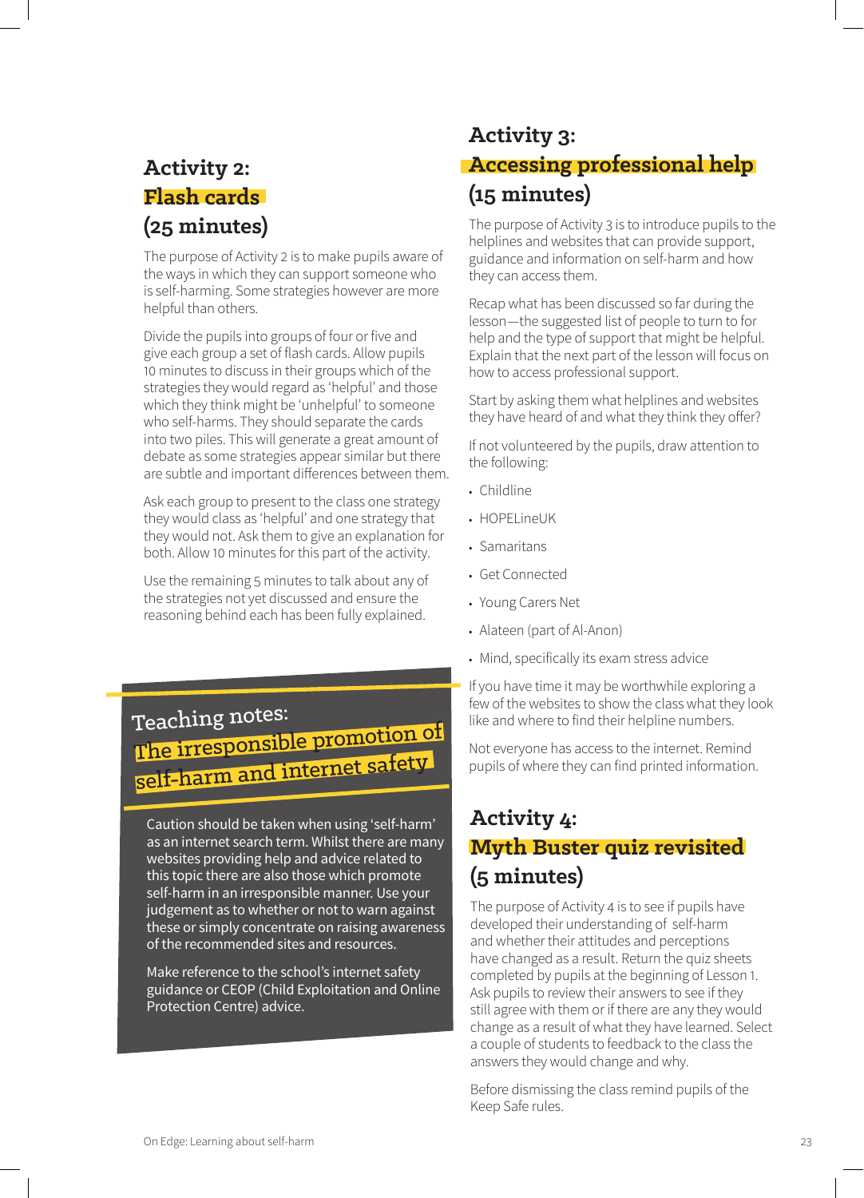## Activity 2: Flash cards (25 minutes)

The purpose of Activity 2 is to make pupils aware of the ways in which they can support someone who is self-harming. Some strategies however are more helpful than others.

Divide the pupils into groups of four or five and give each group a set of flash cards. Allow pupils 10 minutes to discuss in their groups which of the strategies they would regard as 'helpful' and those which they think might be 'unhelpful' to someone who self-harms. They should separate the cards into two piles. This will generate a great amount of debate as some strategies appear similar but there are subtle and important differences between them.

Ask each group to present to the class one strategy they would class as 'helpful' and one strategy that they would not. Ask them to give an explanation for both. Allow 10 minutes for this part of the activity.

Use the remaining 5 minutes to talk about any of the strategies not yet discussed and ensure the reasoning behind each has been fully explained.

### Teaching notes: The irresponsible promotion of self-harm and internet safety

Caution should be taken when using 'self-harm' as an internet search term. Whilst there are many websites providing help and advice related to this topic there are also those which promote self-harm in an irresponsible manner. Use your judgement as to whether or not to warn against these or simply concentrate on raising awareness of the recommended sites and resources.

Make reference to the school's internet safety guidance or CEOP (Child Exploitation and Online Protection Centre) advice.

## Activity 3: Accessing professional help (15 minutes)

The purpose of Activity 3 is to introduce pupils to the helplines and websites that can provide support, guidance and information on self-harm and how they can access them.

Recap what has been discussed so far during the lesson—the suggested list of people to turn to for help and the type of support that might be helpful. Explain that the next part of the lesson will focus on how to access professional support.

Start by asking them what helplines and websites they have heard of and what they think they offer?

If not volunteered by the pupils, draw attention to the following:

- Childline
- HOPELineUK
- Samaritans
- Get Connected
- Young Carers Net
- Alateen (part of Al-Anon)
- Mind, specifically its exam stress advice

If you have time it may be worthwhile exploring a few of the websites to show the class what they look like and where to find their helpline numbers.

Not everyone has access to the internet. Remind pupils of where they can find printed information.

## Activity 4: Myth Buster quiz revisited (5 minutes)

The purpose of Activity 4 is to see if pupils have developed their understanding of self-harm and whether their attitudes and perceptions have changed as a result. Return the quiz sheets completed by pupils at the beginning of Lesson 1. Ask pupils to review their answers to see if they still agree with them or if there are any they would change as a result of what they have learned. Select a couple of students to feedback to the class the answers they would change and why.

Before dismissing the class remind pupils of the Keep Safe rules.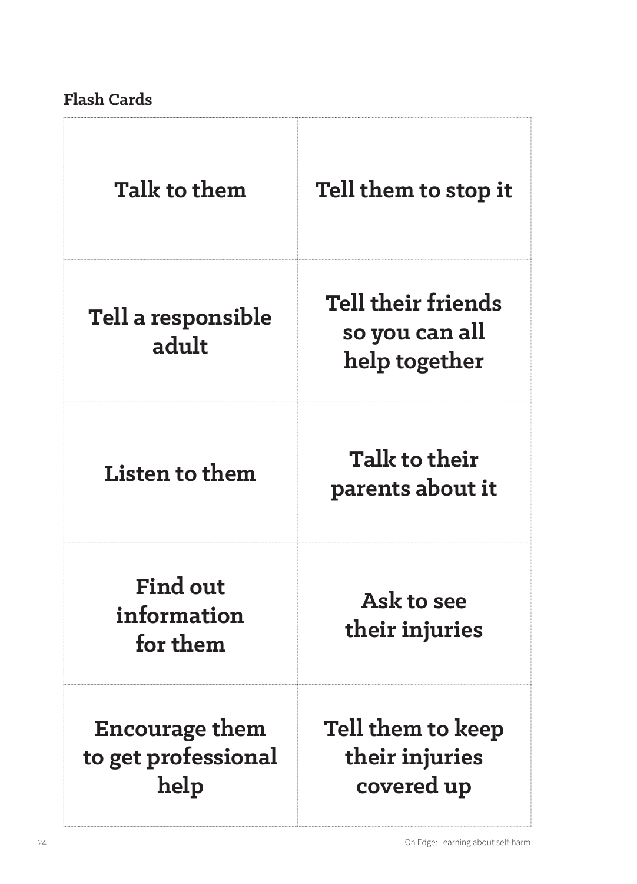**Flash Cards**

| | |
|---|---|
| Talk to them | Tell them to stop it |
| Tell a responsible adult | Tell their friends so you can all help together |
| Listen to them | Talk to their parents about it |
| Find out information for them | Ask to see their injuries |
| Encourage them to get professional help | Tell them to keep their injuries covered up |